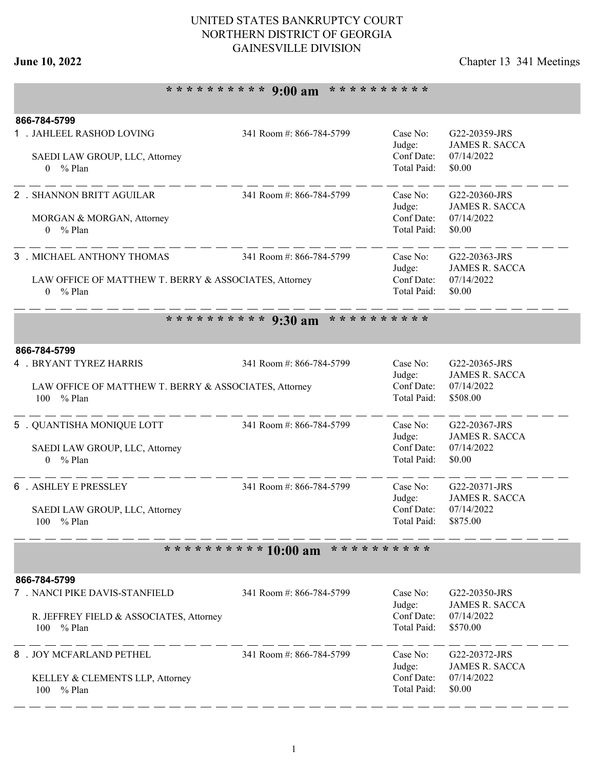# UNITED STATES BANKRUPTCY COURT
## NORTHERN DISTRICT OF GEORGIA
## GAINESVILLE DIVISION

**June 10, 2022** — Chapter 13 341 Meetings

### ********** 9:00 am **********

**866-784-5799**

1 . JAHLEEL RASHOD LOVING — 341 Room #: 866-784-5799

SAEDI LAW GROUP, LLC, Attorney
0 % Plan

Case No: G22-20359-JRS
Judge: JAMES R. SACCA
Conf Date: 07/14/2022
Total Paid: $0.00

---

2 . SHANNON BRITT AGUILAR — 341 Room #: 866-784-5799

MORGAN & MORGAN, Attorney
0 % Plan

Case No: G22-20360-JRS
Judge: JAMES R. SACCA
Conf Date: 07/14/2022
Total Paid: $0.00

---

3 . MICHAEL ANTHONY THOMAS — 341 Room #: 866-784-5799

LAW OFFICE OF MATTHEW T. BERRY & ASSOCIATES, Attorney
0 % Plan

Case No: G22-20363-JRS
Judge: JAMES R. SACCA
Conf Date: 07/14/2022
Total Paid: $0.00

---

### ********** 9:30 am **********

**866-784-5799**

4 . BRYANT TYREZ HARRIS — 341 Room #: 866-784-5799

LAW OFFICE OF MATTHEW T. BERRY & ASSOCIATES, Attorney
100 % Plan

Case No: G22-20365-JRS
Judge: JAMES R. SACCA
Conf Date: 07/14/2022
Total Paid: $508.00

---

5 . QUANTISHA MONIQUE LOTT — 341 Room #: 866-784-5799

SAEDI LAW GROUP, LLC, Attorney
0 % Plan

Case No: G22-20367-JRS
Judge: JAMES R. SACCA
Conf Date: 07/14/2022
Total Paid: $0.00

---

6 . ASHLEY E PRESSLEY — 341 Room #: 866-784-5799

SAEDI LAW GROUP, LLC, Attorney
100 % Plan

Case No: G22-20371-JRS
Judge: JAMES R. SACCA
Conf Date: 07/14/2022
Total Paid: $875.00

---

### ********** 10:00 am **********

**866-784-5799**

7 . NANCI PIKE DAVIS-STANFIELD — 341 Room #: 866-784-5799

R. JEFFREY FIELD & ASSOCIATES, Attorney
100 % Plan

Case No: G22-20350-JRS
Judge: JAMES R. SACCA
Conf Date: 07/14/2022
Total Paid: $570.00

---

8 . JOY MCFARLAND PETHEL — 341 Room #: 866-784-5799

KELLEY & CLEMENTS LLP, Attorney
100 % Plan

Case No: G22-20372-JRS
Judge: JAMES R. SACCA
Conf Date: 07/14/2022
Total Paid: $0.00

---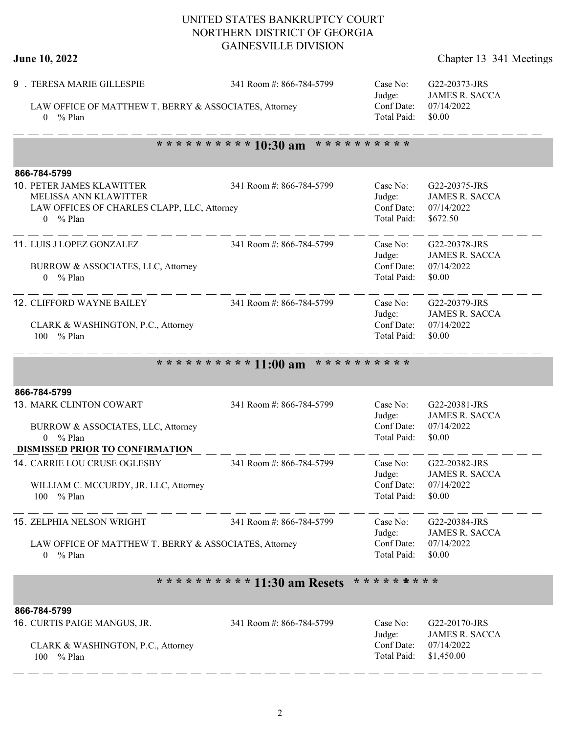# UNITED STATES BANKRUPTCY COURT
# NORTHERN DISTRICT OF GEORGIA
# GAINESVILLE DIVISION

**June 10, 2022** — Chapter 13 341 Meetings

9 . TERESA MARIE GILLESPIE — 341 Room #: 866-784-5799
LAW OFFICE OF MATTHEW T. BERRY & ASSOCIATES, Attorney
0 % Plan

Case No: G22-20373-JRS
Judge: JAMES R. SACCA
Conf Date: 07/14/2022
Total Paid: $0.00

## * * * * * * * * * * 10:30 am * * * * * * * * * *

**866-784-5799**

10. PETER JAMES KLAWITTER — 341 Room #: 866-784-5799
MELISSA ANN KLAWITTER
LAW OFFICES OF CHARLES CLAPP, LLC, Attorney
0 % Plan

Case No: G22-20375-JRS
Judge: JAMES R. SACCA
Conf Date: 07/14/2022
Total Paid: $672.50

11. LUIS J LOPEZ GONZALEZ — 341 Room #: 866-784-5799
BURROW & ASSOCIATES, LLC, Attorney
0 % Plan

Case No: G22-20378-JRS
Judge: JAMES R. SACCA
Conf Date: 07/14/2022
Total Paid: $0.00

12. CLIFFORD WAYNE BAILEY — 341 Room #: 866-784-5799
CLARK & WASHINGTON, P.C., Attorney
100 % Plan

Case No: G22-20379-JRS
Judge: JAMES R. SACCA
Conf Date: 07/14/2022
Total Paid: $0.00

## * * * * * * * * * * 11:00 am * * * * * * * * * *

**866-784-5799**

13. MARK CLINTON COWART — 341 Room #: 866-784-5799
BURROW & ASSOCIATES, LLC, Attorney
0 % Plan
**DISMISSED PRIOR TO CONFIRMATION**

Case No: G22-20381-JRS
Judge: JAMES R. SACCA
Conf Date: 07/14/2022
Total Paid: $0.00

14. CARRIE LOU CRUSE OGLESBY — 341 Room #: 866-784-5799
WILLIAM C. MCCURDY, JR. LLC, Attorney
100 % Plan

Case No: G22-20382-JRS
Judge: JAMES R. SACCA
Conf Date: 07/14/2022
Total Paid: $0.00

15. ZELPHIA NELSON WRIGHT — 341 Room #: 866-784-5799
LAW OFFICE OF MATTHEW T. BERRY & ASSOCIATES, Attorney
0 % Plan

Case No: G22-20384-JRS
Judge: JAMES R. SACCA
Conf Date: 07/14/2022
Total Paid: $0.00

## * * * * * * * * * * 11:30 am Resets * * * * * * * * * *

**866-784-5799**

16. CURTIS PAIGE MANGUS, JR. — 341 Room #: 866-784-5799
CLARK & WASHINGTON, P.C., Attorney
100 % Plan

Case No: G22-20170-JRS
Judge: JAMES R. SACCA
Conf Date: 07/14/2022
Total Paid: $1,450.00